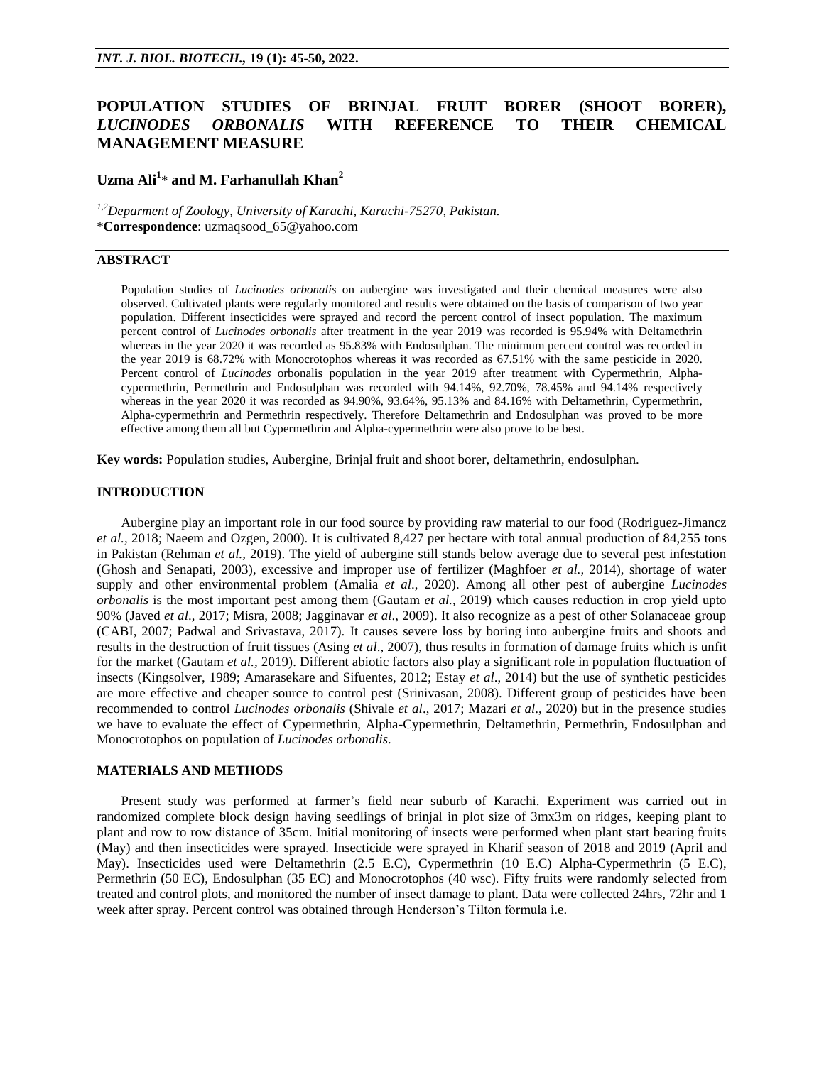# POPULATION STUDIES OF BRINJAL FRUIT BORER (SHOOT BORER), *LUCINODES ORBONALIS* WITH REFERENCE TO THEIR CHEMICAL MANAGEMENT MEASURE

**Uzma Ali[1]* and M. Farhanullah Khan[2]**

[1,2]*Deparment of Zoology, University of Karachi, Karachi-75270, Pakistan.*
***Correspondence**: uzmaqsood_65@yahoo.com

## ABSTRACT

Population studies of *Lucinodes orbonalis* on aubergine was investigated and their chemical measures were also observed. Cultivated plants were regularly monitored and results were obtained on the basis of comparison of two year population. Different insecticides were sprayed and record the percent control of insect population. The maximum percent control of *Lucinodes orbonalis* after treatment in the year 2019 was recorded is 95.94% with Deltamethrin whereas in the year 2020 it was recorded as 95.83% with Endosulphan. The minimum percent control was recorded in the year 2019 is 68.72% with Monocrotophos whereas it was recorded as 67.51% with the same pesticide in 2020. Percent control of *Lucinodes* orbonalis population in the year 2019 after treatment with Cypermethrin, Alpha-cypermethrin, Permethrin and Endosulphan was recorded with 94.14%, 92.70%, 78.45% and 94.14% respectively whereas in the year 2020 it was recorded as 94.90%, 93.64%, 95.13% and 84.16% with Deltamethrin, Cypermethrin, Alpha-cypermethrin and Permethrin respectively. Therefore Deltamethrin and Endosulphan was proved to be more effective among them all but Cypermethrin and Alpha-cypermethrin were also prove to be best.

**Key words:** Population studies, Aubergine, Brinjal fruit and shoot borer, deltamethrin, endosulphan.

## INTRODUCTION

Aubergine play an important role in our food source by providing raw material to our food (Rodriguez-Jimancz *et al.,* 2018; Naeem and Ozgen, 2000). It is cultivated 8,427 per hectare with total annual production of 84,255 tons in Pakistan (Rehman *et al.,* 2019). The yield of aubergine still stands below average due to several pest infestation (Ghosh and Senapati, 2003), excessive and improper use of fertilizer (Maghfoer *et al.,* 2014), shortage of water supply and other environmental problem (Amalia *et al*., 2020). Among all other pest of aubergine *Lucinodes orbonalis* is the most important pest among them (Gautam *et al.,* 2019) which causes reduction in crop yield upto 90% (Javed *et al*., 2017; Misra, 2008; Jagginavar *et al*., 2009). It also recognize as a pest of other Solanaceae group (CABI, 2007; Padwal and Srivastava, 2017). It causes severe loss by boring into aubergine fruits and shoots and results in the destruction of fruit tissues (Asing *et al*., 2007), thus results in formation of damage fruits which is unfit for the market (Gautam *et al.,* 2019). Different abiotic factors also play a significant role in population fluctuation of insects (Kingsolver, 1989; Amarasekare and Sifuentes, 2012; Estay *et al*., 2014) but the use of synthetic pesticides are more effective and cheaper source to control pest (Srinivasan, 2008). Different group of pesticides have been recommended to control *Lucinodes orbonalis* (Shivale *et al*., 2017; Mazari *et al*., 2020) but in the presence studies we have to evaluate the effect of Cypermethrin, Alpha-Cypermethrin, Deltamethrin, Permethrin, Endosulphan and Monocrotophos on population of *Lucinodes orbonalis*.

## MATERIALS AND METHODS

Present study was performed at farmer's field near suburb of Karachi. Experiment was carried out in randomized complete block design having seedlings of brinjal in plot size of 3mx3m on ridges, keeping plant to plant and row to row distance of 35cm. Initial monitoring of insects were performed when plant start bearing fruits (May) and then insecticides were sprayed. Insecticide were sprayed in Kharif season of 2018 and 2019 (April and May). Insecticides used were Deltamethrin (2.5 E.C), Cypermethrin (10 E.C) Alpha-Cypermethrin (5 E.C), Permethrin (50 EC), Endosulphan (35 EC) and Monocrotophos (40 wsc). Fifty fruits were randomly selected from treated and control plots, and monitored the number of insect damage to plant. Data were collected 24hrs, 72hr and 1 week after spray. Percent control was obtained through Henderson's Tilton formula i.e.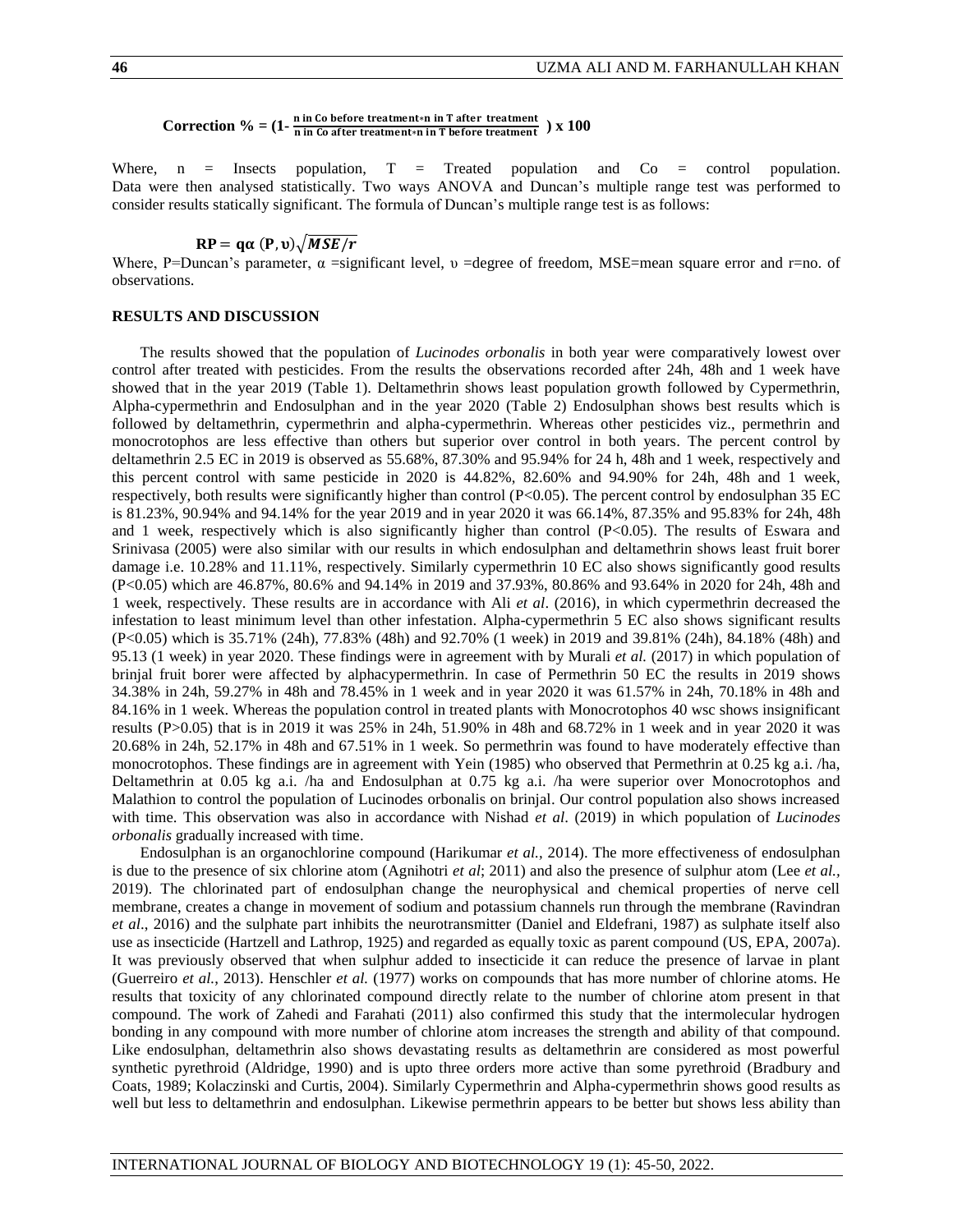**Correction %** = $\left(1-\frac{\text{n in Co before treatment}*\text{n in T after treatment}}{\text{n in Co after treatment}*\text{n in T before treatment}}\right) \times 100$

Where, n = Insects population, T = Treated population and Co = control population. Data were then analysed statistically. Two ways ANOVA and Duncan's multiple range test was performed to consider results statically significant. The formula of Duncan's multiple range test is as follows:

$$\mathbf{RP = q\alpha\ (P, \upsilon)\sqrt{MSE/r}}$$

Where, P=Duncan's parameter, α =significant level, υ =degree of freedom, MSE=mean square error and r=no. of observations.

## RESULTS AND DISCUSSION

The results showed that the population of *Lucinodes orbonalis* in both year were comparatively lowest over control after treated with pesticides. From the results the observations recorded after 24h, 48h and 1 week have showed that in the year 2019 (Table 1). Deltamethrin shows least population growth followed by Cypermethrin, Alpha-cypermethrin and Endosulphan and in the year 2020 (Table 2) Endosulphan shows best results which is followed by deltamethrin, cypermethrin and alpha-cypermethrin. Whereas other pesticides viz., permethrin and monocrotophos are less effective than others but superior over control in both years. The percent control by deltamethrin 2.5 EC in 2019 is observed as 55.68%, 87.30% and 95.94% for 24 h, 48h and 1 week, respectively and this percent control with same pesticide in 2020 is 44.82%, 82.60% and 94.90% for 24h, 48h and 1 week, respectively, both results were significantly higher than control ($P<0.05$). The percent control by endosulphan 35 EC is 81.23%, 90.94% and 94.14% for the year 2019 and in year 2020 it was 66.14%, 87.35% and 95.83% for 24h, 48h and 1 week, respectively which is also significantly higher than control ($P<0.05$). The results of Eswara and Srinivasa (2005) were also similar with our results in which endosulphan and deltamethrin shows least fruit borer damage i.e. 10.28% and 11.11%, respectively. Similarly cypermethrin 10 EC also shows significantly good results ($P<0.05$) which are 46.87%, 80.6% and 94.14% in 2019 and 37.93%, 80.86% and 93.64% in 2020 for 24h, 48h and 1 week, respectively. These results are in accordance with Ali *et al*. (2016), in which cypermethrin decreased the infestation to least minimum level than other infestation. Alpha-cypermethrin 5 EC also shows significant results ($P<0.05$) which is 35.71% (24h), 77.83% (48h) and 92.70% (1 week) in 2019 and 39.81% (24h), 84.18% (48h) and 95.13 (1 week) in year 2020. These findings were in agreement with by Murali *et al.* (2017) in which population of brinjal fruit borer were affected by alphacypermethrin. In case of Permethrin 50 EC the results in 2019 shows 34.38% in 24h, 59.27% in 48h and 78.45% in 1 week and in year 2020 it was 61.57% in 24h, 70.18% in 48h and 84.16% in 1 week. Whereas the population control in treated plants with Monocrotophos 40 wsc shows insignificant results ($P>0.05$) that is in 2019 it was 25% in 24h, 51.90% in 48h and 68.72% in 1 week and in year 2020 it was 20.68% in 24h, 52.17% in 48h and 67.51% in 1 week. So permethrin was found to have moderately effective than monocrotophos. These findings are in agreement with Yein (1985) who observed that Permethrin at 0.25 kg a.i. /ha, Deltamethrin at 0.05 kg a.i. /ha and Endosulphan at 0.75 kg a.i. /ha were superior over Monocrotophos and Malathion to control the population of Lucinodes orbonalis on brinjal. Our control population also shows increased with time. This observation was also in accordance with Nishad *et al*. (2019) in which population of *Lucinodes orbonalis* gradually increased with time.

Endosulphan is an organochlorine compound (Harikumar *et al.,* 2014). The more effectiveness of endosulphan is due to the presence of six chlorine atom (Agnihotri *et al*; 2011) and also the presence of sulphur atom (Lee *et al.*, 2019). The chlorinated part of endosulphan change the neurophysical and chemical properties of nerve cell membrane, creates a change in movement of sodium and potassium channels run through the membrane (Ravindran *et al*., 2016) and the sulphate part inhibits the neurotransmitter (Daniel and Eldefrani, 1987) as sulphate itself also use as insecticide (Hartzell and Lathrop, 1925) and regarded as equally toxic as parent compound (US, EPA, 2007a). It was previously observed that when sulphur added to insecticide it can reduce the presence of larvae in plant (Guerreiro *et al.*, 2013). Henschler *et al.* (1977) works on compounds that has more number of chlorine atoms. He results that toxicity of any chlorinated compound directly relate to the number of chlorine atom present in that compound. The work of Zahedi and Farahati (2011) also confirmed this study that the intermolecular hydrogen bonding in any compound with more number of chlorine atom increases the strength and ability of that compound. Like endosulphan, deltamethrin also shows devastating results as deltamethrin are considered as most powerful synthetic pyrethroid (Aldridge, 1990) and is upto three orders more active than some pyrethroid (Bradbury and Coats, 1989; Kolaczinski and Curtis, 2004). Similarly Cypermethrin and Alpha-cypermethrin shows good results as well but less to deltamethrin and endosulphan. Likewise permethrin appears to be better but shows less ability than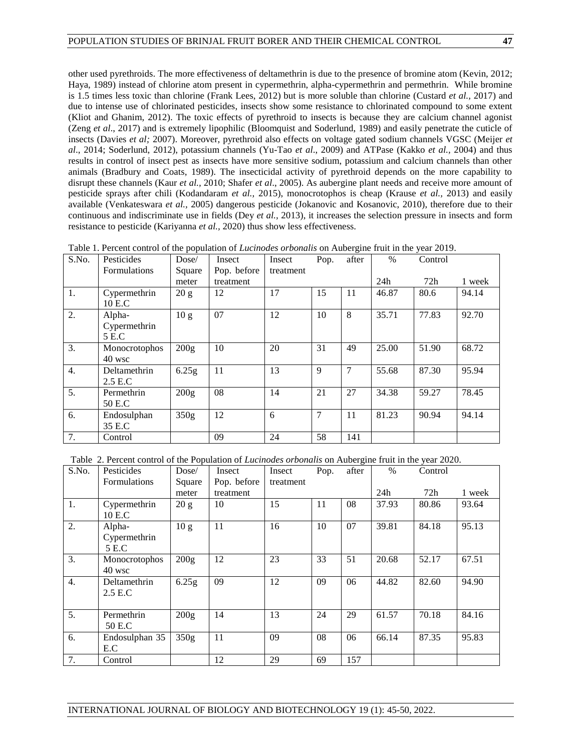other used pyrethroids. The more effectiveness of deltamethrin is due to the presence of bromine atom (Kevin, 2012; Haya, 1989) instead of chlorine atom present in cypermethrin, alpha-cypermethrin and permethrin. While bromine is 1.5 times less toxic than chlorine (Frank Lees, 2012) but is more soluble than chlorine (Custard *et al.,* 2017) and due to intense use of chlorinated pesticides, insects show some resistance to chlorinated compound to some extent (Kliot and Ghanim, 2012). The toxic effects of pyrethroid to insects is because they are calcium channel agonist (Zeng *et al*., 2017) and is extremely lipophilic (Bloomquist and Soderlund, 1989) and easily penetrate the cuticle of insects (Davies *et al;* 2007). Moreover, pyrethroid also effects on voltage gated sodium channels VGSC (Meijer *et al*., 2014; Soderlund, 2012), potassium channels (Yu-Tao *et al*., 2009) and ATPase (Kakko *et al.,* 2004) and thus results in control of insect pest as insects have more sensitive sodium, potassium and calcium channels than other animals (Bradbury and Coats, 1989). The insecticidal activity of pyrethroid depends on the more capability to disrupt these channels (Kaur *et al.,* 2010; Shafer *et al*., 2005). As aubergine plant needs and receive more amount of pesticide sprays after chili (Kodandaram *et al.,* 2015), monocrotophos is cheap (Krause *et al.,* 2013) and easily available (Venkateswara *et al.,* 2005) dangerous pesticide (Jokanovic and Kosanovic, 2010), therefore due to their continuous and indiscriminate use in fields (Dey *et al.,* 2013), it increases the selection pressure in insects and form resistance to pesticide (Kariyanna *et al.,* 2020) thus show less effectiveness.

Table 1. Percent control of the population of *Lucinodes orbonalis* on Aubergine fruit in the year 2019.

| S.No. | Pesticides Formulations | Dose/ Square meter | Insect Pop. before treatment | Insect Pop. after treatment | | | % Control | | |
|---|---|---|---|---|---|---|---|---|---|
| | | | | | | | 24h | 72h | 1 week |
| 1. | Cypermethrin 10 E.C | 20 g | 12 | 17 | 15 | 11 | 46.87 | 80.6 | 94.14 |
| 2. | Alpha-Cypermethrin 5 E.C | 10 g | 07 | 12 | 10 | 8 | 35.71 | 77.83 | 92.70 |
| 3. | Monocrotophos 40 wsc | 200g | 10 | 20 | 31 | 49 | 25.00 | 51.90 | 68.72 |
| 4. | Deltamethrin 2.5 E.C | 6.25g | 11 | 13 | 9 | 7 | 55.68 | 87.30 | 95.94 |
| 5. | Permethrin 50 E.C | 200g | 08 | 14 | 21 | 27 | 34.38 | 59.27 | 78.45 |
| 6. | Endosulphan 35 E.C | 350g | 12 | 6 | 7 | 11 | 81.23 | 90.94 | 94.14 |
| 7. | Control | | 09 | 24 | 58 | 141 | | | |

Table 2. Percent control of the Population of *Lucinodes orbonalis* on Aubergine fruit in the year 2020.

| S.No. | Pesticides Formulations | Dose/ Square meter | Insect Pop. before treatment | Insect Pop. after treatment | | | % Control | | |
|---|---|---|---|---|---|---|---|---|---|
| | | | | | | | 24h | 72h | 1 week |
| 1. | Cypermethrin 10 E.C | 20 g | 10 | 15 | 11 | 08 | 37.93 | 80.86 | 93.64 |
| 2. | Alpha-Cypermethrin 5 E.C | 10 g | 11 | 16 | 10 | 07 | 39.81 | 84.18 | 95.13 |
| 3. | Monocrotophos 40 wsc | 200g | 12 | 23 | 33 | 51 | 20.68 | 52.17 | 67.51 |
| 4. | Deltamethrin 2.5 E.C | 6.25g | 09 | 12 | 09 | 06 | 44.82 | 82.60 | 94.90 |
| 5. | Permethrin 50 E.C | 200g | 14 | 13 | 24 | 29 | 61.57 | 70.18 | 84.16 |
| 6. | Endosulphan 35 E.C | 350g | 11 | 09 | 08 | 06 | 66.14 | 87.35 | 95.83 |
| 7. | Control | | 12 | 29 | 69 | 157 | | | |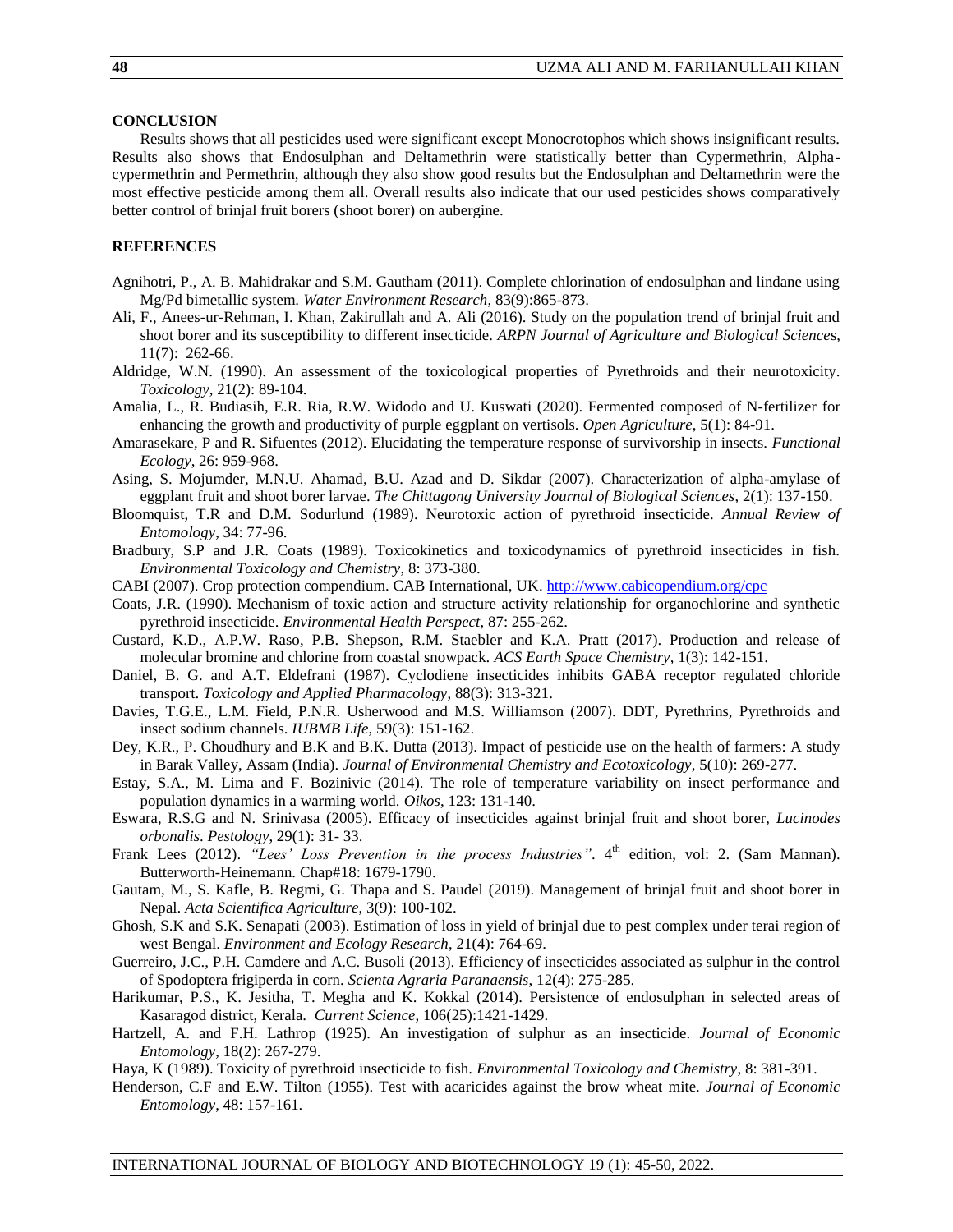## CONCLUSION

Results shows that all pesticides used were significant except Monocrotophos which shows insignificant results. Results also shows that Endosulphan and Deltamethrin were statistically better than Cypermethrin, Alpha-cypermethrin and Permethrin, although they also show good results but the Endosulphan and Deltamethrin were the most effective pesticide among them all. Overall results also indicate that our used pesticides shows comparatively better control of brinjal fruit borers (shoot borer) on aubergine.

## REFERENCES

Agnihotri, P., A. B. Mahidrakar and S.M. Gautham (2011). Complete chlorination of endosulphan and lindane using Mg/Pd bimetallic system. *Water Environment Research*, 83(9):865-873.

Ali, F., Anees-ur-Rehman, I. Khan, Zakirullah and A. Ali (2016). Study on the population trend of brinjal fruit and shoot borer and its susceptibility to different insecticide. *ARPN Journal of Agriculture and Biological Science*s, 11(7): 262-66.

Aldridge, W.N. (1990). An assessment of the toxicological properties of Pyrethroids and their neurotoxicity. *Toxicology*, 21(2): 89-104.

Amalia, L., R. Budiasih, E.R. Ria, R.W. Widodo and U. Kuswati (2020). Fermented composed of N-fertilizer for enhancing the growth and productivity of purple eggplant on vertisols. *Open Agriculture*, 5(1): 84-91.

Amarasekare, P and R. Sifuentes (2012). Elucidating the temperature response of survivorship in insects. *Functional Ecology*, 26: 959-968.

Asing, S. Mojumder, M.N.U. Ahamad, B.U. Azad and D. Sikdar (2007). Characterization of alpha-amylase of eggplant fruit and shoot borer larvae. *The Chittagong University Journal of Biological Sciences*, 2(1): 137-150.

Bloomquist, T.R and D.M. Sodurlund (1989). Neurotoxic action of pyrethroid insecticide. *Annual Review of Entomology*, 34: 77-96.

Bradbury, S.P and J.R. Coats (1989). Toxicokinetics and toxicodynamics of pyrethroid insecticides in fish. *Environmental Toxicology and Chemistry*, 8: 373-380.

CABI (2007). Crop protection compendium. CAB International, UK. http://www.cabicopendium.org/cpc

Coats, J.R. (1990). Mechanism of toxic action and structure activity relationship for organochlorine and synthetic pyrethroid insecticide. *Environmental Health Perspect*, 87: 255-262.

Custard, K.D., A.P.W. Raso, P.B. Shepson, R.M. Staebler and K.A. Pratt (2017). Production and release of molecular bromine and chlorine from coastal snowpack. *ACS Earth Space Chemistry*, 1(3): 142-151.

Daniel, B. G. and A.T. Eldefrani (1987). Cyclodiene insecticides inhibits GABA receptor regulated chloride transport. *Toxicology and Applied Pharmacology*, 88(3): 313-321.

Davies, T.G.E., L.M. Field, P.N.R. Usherwood and M.S. Williamson (2007). DDT, Pyrethrins, Pyrethroids and insect sodium channels. *IUBMB Life*, 59(3): 151-162.

Dey, K.R., P. Choudhury and B.K and B.K. Dutta (2013). Impact of pesticide use on the health of farmers: A study in Barak Valley, Assam (India). *Journal of Environmental Chemistry and Ecotoxicology*, 5(10): 269-277.

Estay, S.A., M. Lima and F. Bozinivic (2014). The role of temperature variability on insect performance and population dynamics in a warming world. *Oikos*, 123: 131-140.

Eswara, R.S.G and N. Srinivasa (2005). Efficacy of insecticides against brinjal fruit and shoot borer, *Lucinodes orbonalis*. *Pestology*, 29(1): 31- 33.

Frank Lees (2012). *"Lees' Loss Prevention in the process Industries"*. 4th edition, vol: 2. (Sam Mannan). Butterworth-Heinemann. Chap#18: 1679-1790.

Gautam, M., S. Kafle, B. Regmi, G. Thapa and S. Paudel (2019). Management of brinjal fruit and shoot borer in Nepal. *Acta Scientifica Agriculture*, 3(9): 100-102.

Ghosh, S.K and S.K. Senapati (2003). Estimation of loss in yield of brinjal due to pest complex under terai region of west Bengal. *Environment and Ecology Research*, 21(4): 764-69.

Guerreiro, J.C., P.H. Camdere and A.C. Busoli (2013). Efficiency of insecticides associated as sulphur in the control of Spodoptera frigiperda in corn. *Scienta Agraria Paranaensis*, 12(4): 275-285.

Harikumar, P.S., K. Jesitha, T. Megha and K. Kokkal (2014). Persistence of endosulphan in selected areas of Kasaragod district, Kerala. *Current Science*, 106(25):1421-1429.

Hartzell, A. and F.H. Lathrop (1925). An investigation of sulphur as an insecticide. *Journal of Economic Entomology*, 18(2): 267-279.

Haya, K (1989). Toxicity of pyrethroid insecticide to fish. *Environmental Toxicology and Chemistry*, 8: 381-391.

Henderson, C.F and E.W. Tilton (1955). Test with acaricides against the brow wheat mite. *Journal of Economic Entomology*, 48: 157-161.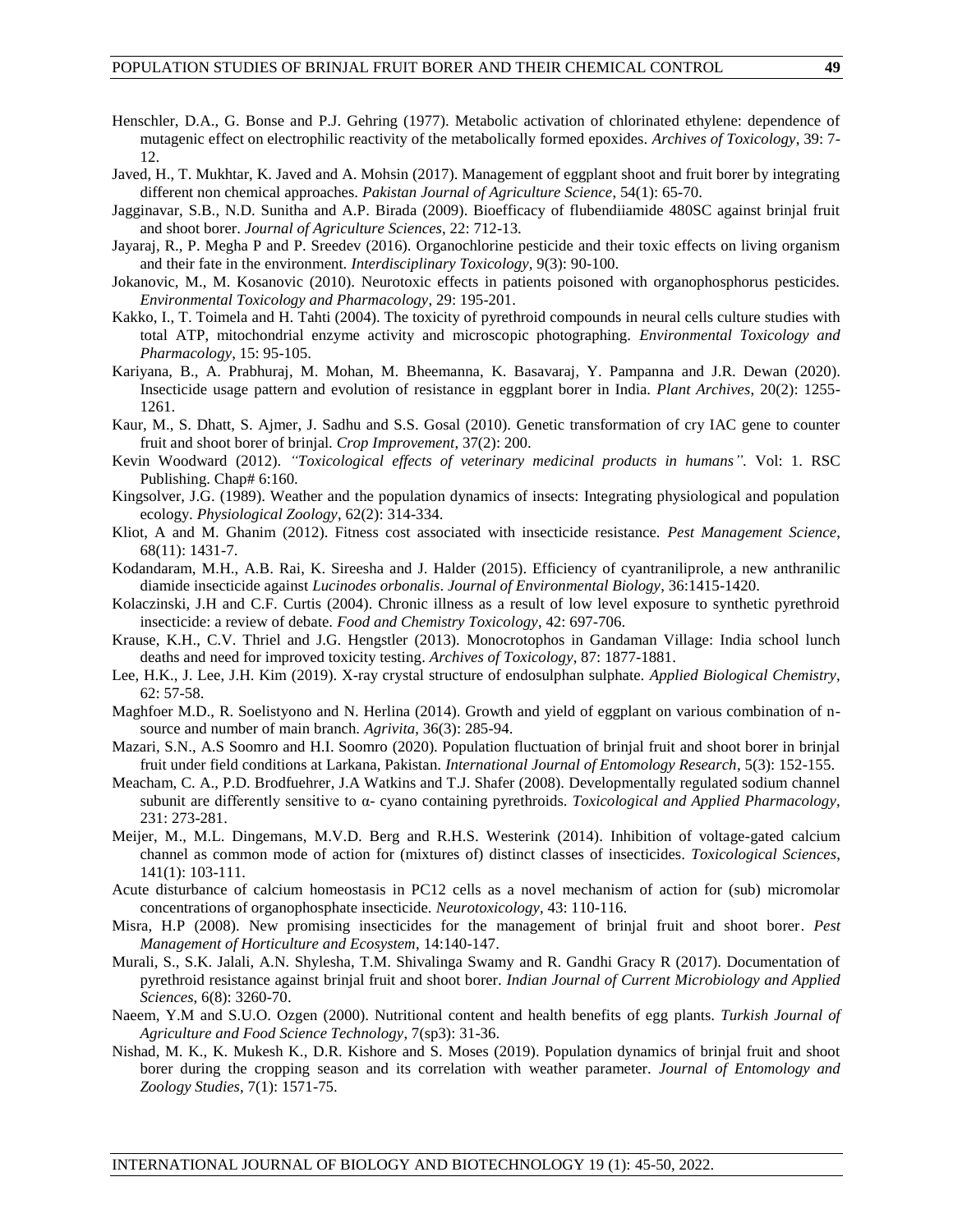Henschler, D.A., G. Bonse and P.J. Gehring (1977). Metabolic activation of chlorinated ethylene: dependence of mutagenic effect on electrophilic reactivity of the metabolically formed epoxides. *Archives of Toxicology*, 39: 7-12.

Javed, H., T. Mukhtar, K. Javed and A. Mohsin (2017). Management of eggplant shoot and fruit borer by integrating different non chemical approaches. *Pakistan Journal of Agriculture Science*, 54(1): 65-70.

Jagginavar, S.B., N.D. Sunitha and A.P. Birada (2009). Bioefficacy of flubendiiamide 480SC against brinjal fruit and shoot borer. *Journal of Agriculture Sciences*, 22: 712-13.

Jayaraj, R., P. Megha P and P. Sreedev (2016). Organochlorine pesticide and their toxic effects on living organism and their fate in the environment. *Interdisciplinary Toxicology*, 9(3): 90-100.

Jokanovic, M., M. Kosanovic (2010). Neurotoxic effects in patients poisoned with organophosphorus pesticides. *Environmental Toxicology and Pharmacology*, 29: 195-201.

Kakko, I., T. Toimela and H. Tahti (2004). The toxicity of pyrethroid compounds in neural cells culture studies with total ATP, mitochondrial enzyme activity and microscopic photographing. *Environmental Toxicology and Pharmacology*, 15: 95-105.

Kariyana, B., A. Prabhuraj, M. Mohan, M. Bheemanna, K. Basavaraj, Y. Pampanna and J.R. Dewan (2020). Insecticide usage pattern and evolution of resistance in eggplant borer in India. *Plant Archives*, 20(2): 1255-1261.

Kaur, M., S. Dhatt, S. Ajmer, J. Sadhu and S.S. Gosal (2010). Genetic transformation of cry IAC gene to counter fruit and shoot borer of brinjal. *Crop Improvement*, 37(2): 200.

Kevin Woodward (2012). *"Toxicological effects of veterinary medicinal products in humans"*. Vol: 1. RSC Publishing. Chap# 6:160.

Kingsolver, J.G. (1989). Weather and the population dynamics of insects: Integrating physiological and population ecology. *Physiological Zoology*, 62(2): 314-334.

Kliot, A and M. Ghanim (2012). Fitness cost associated with insecticide resistance. *Pest Management Science*, 68(11): 1431-7.

Kodandaram, M.H., A.B. Rai, K. Sireesha and J. Halder (2015). Efficiency of cyantraniliprole, a new anthranilic diamide insecticide against *Lucinodes orbonalis*. *Journal of Environmental Biology*, 36:1415-1420.

Kolaczinski, J.H and C.F. Curtis (2004). Chronic illness as a result of low level exposure to synthetic pyrethroid insecticide: a review of debate. *Food and Chemistry Toxicology*, 42: 697-706.

Krause, K.H., C.V. Thriel and J.G. Hengstler (2013). Monocrotophos in Gandaman Village: India school lunch deaths and need for improved toxicity testing. *Archives of Toxicology*, 87: 1877-1881.

Lee, H.K., J. Lee, J.H. Kim (2019). X-ray crystal structure of endosulphan sulphate. *Applied Biological Chemistry*, 62: 57-58.

Maghfoer M.D., R. Soelistyono and N. Herlina (2014). Growth and yield of eggplant on various combination of n-source and number of main branch. *Agrivita*, 36(3): 285-94.

Mazari, S.N., A.S Soomro and H.I. Soomro (2020). Population fluctuation of brinjal fruit and shoot borer in brinjal fruit under field conditions at Larkana, Pakistan. *International Journal of Entomology Research*, 5(3): 152-155.

Meacham, C. A., P.D. Brodfuehrer, J.A Watkins and T.J. Shafer (2008). Developmentally regulated sodium channel subunit are differently sensitive to α- cyano containing pyrethroids. *Toxicological and Applied Pharmacology*, 231: 273-281.

Meijer, M., M.L. Dingemans, M.V.D. Berg and R.H.S. Westerink (2014). Inhibition of voltage-gated calcium channel as common mode of action for (mixtures of) distinct classes of insecticides. *Toxicological Sciences*, 141(1): 103-111.

Acute disturbance of calcium homeostasis in PC12 cells as a novel mechanism of action for (sub) micromolar concentrations of organophosphate insecticide. *Neurotoxicology*, 43: 110-116.

Misra, H.P (2008). New promising insecticides for the management of brinjal fruit and shoot borer. *Pest Management of Horticulture and Ecosystem*, 14:140-147.

Murali, S., S.K. Jalali, A.N. Shylesha, T.M. Shivalinga Swamy and R. Gandhi Gracy R (2017). Documentation of pyrethroid resistance against brinjal fruit and shoot borer. *Indian Journal of Current Microbiology and Applied Sciences*, 6(8): 3260-70.

Naeem, Y.M and S.U.O. Ozgen (2000). Nutritional content and health benefits of egg plants. *Turkish Journal of Agriculture and Food Science Technology*, 7(sp3): 31-36.

Nishad, M. K., K. Mukesh K., D.R. Kishore and S. Moses (2019). Population dynamics of brinjal fruit and shoot borer during the cropping season and its correlation with weather parameter. *Journal of Entomology and Zoology Studies*, 7(1): 1571-75.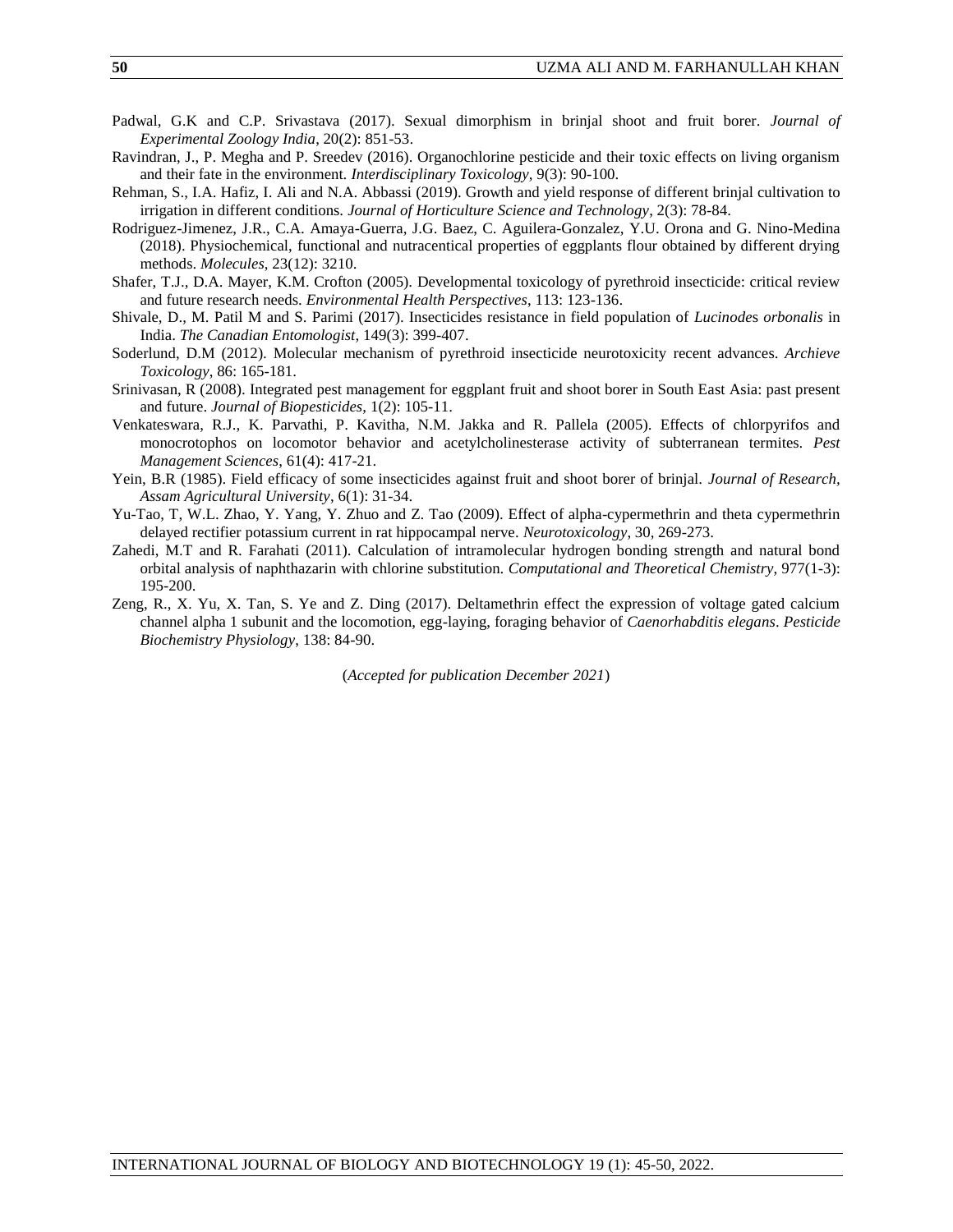Padwal, G.K and C.P. Srivastava (2017). Sexual dimorphism in brinjal shoot and fruit borer. *Journal of Experimental Zoology India*, 20(2): 851-53.

Ravindran, J., P. Megha and P. Sreedev (2016). Organochlorine pesticide and their toxic effects on living organism and their fate in the environment. *Interdisciplinary Toxicology*, 9(3): 90-100.

Rehman, S., I.A. Hafiz, I. Ali and N.A. Abbassi (2019). Growth and yield response of different brinjal cultivation to irrigation in different conditions. *Journal of Horticulture Science and Technology*, 2(3): 78-84.

Rodriguez-Jimenez, J.R., C.A. Amaya-Guerra, J.G. Baez, C. Aguilera-Gonzalez, Y.U. Orona and G. Nino-Medina (2018). Physiochemical, functional and nutracentical properties of eggplants flour obtained by different drying methods. *Molecules*, 23(12): 3210.

Shafer, T.J., D.A. Mayer, K.M. Crofton (2005). Developmental toxicology of pyrethroid insecticide: critical review and future research needs. *Environmental Health Perspectives*, 113: 123-136.

Shivale, D., M. Patil M and S. Parimi (2017). Insecticides resistance in field population of *Lucinodes orbonalis* in India. *The Canadian Entomologist*, 149(3): 399-407.

Soderlund, D.M (2012). Molecular mechanism of pyrethroid insecticide neurotoxicity recent advances. *Archieve Toxicology*, 86: 165-181.

Srinivasan, R (2008). Integrated pest management for eggplant fruit and shoot borer in South East Asia: past present and future. *Journal of Biopesticides*, 1(2): 105-11.

Venkateswara, R.J., K. Parvathi, P. Kavitha, N.M. Jakka and R. Pallela (2005). Effects of chlorpyrifos and monocrotophos on locomotor behavior and acetylcholinesterase activity of subterranean termites. *Pest Management Sciences*, 61(4): 417-21.

Yein, B.R (1985). Field efficacy of some insecticides against fruit and shoot borer of brinjal. *Journal of Research, Assam Agricultural University*, 6(1): 31-34.

Yu-Tao, T, W.L. Zhao, Y. Yang, Y. Zhuo and Z. Tao (2009). Effect of alpha-cypermethrin and theta cypermethrin delayed rectifier potassium current in rat hippocampal nerve. *Neurotoxicology*, 30, 269-273.

Zahedi, M.T and R. Farahati (2011). Calculation of intramolecular hydrogen bonding strength and natural bond orbital analysis of naphthazarin with chlorine substitution. *Computational and Theoretical Chemistry*, 977(1-3): 195-200.

Zeng, R., X. Yu, X. Tan, S. Ye and Z. Ding (2017). Deltamethrin effect the expression of voltage gated calcium channel alpha 1 subunit and the locomotion, egg-laying, foraging behavior of *Caenorhabditis elegans*. *Pesticide Biochemistry Physiology*, 138: 84-90.

(*Accepted for publication December 2021*)